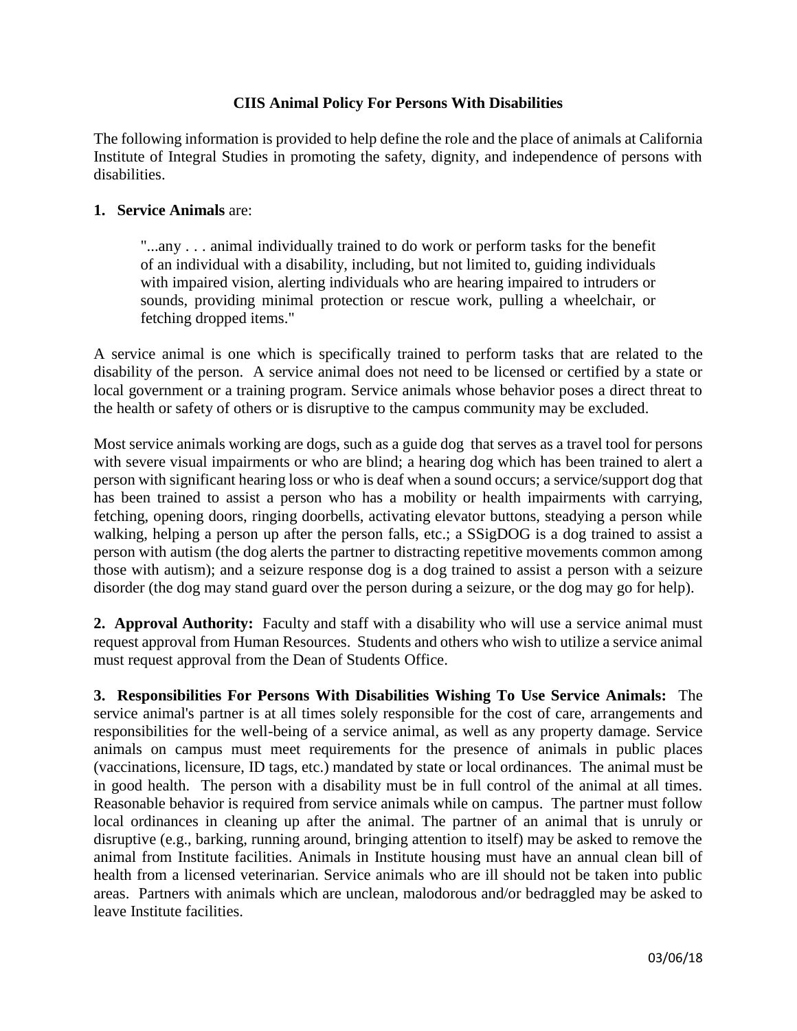# CIIS Animal Policy For Persons With Disabilities

The following information is provided to help define the role and the place of animals at California Institute of Integral Studies in promoting the safety, dignity, and independence of persons with disabilities.

**1. Service Animals** are:

> "...any . . . animal individually trained to do work or perform tasks for the benefit of an individual with a disability, including, but not limited to, guiding individuals with impaired vision, alerting individuals who are hearing impaired to intruders or sounds, providing minimal protection or rescue work, pulling a wheelchair, or fetching dropped items."

A service animal is one which is specifically trained to perform tasks that are related to the disability of the person. A service animal does not need to be licensed or certified by a state or local government or a training program. Service animals whose behavior poses a direct threat to the health or safety of others or is disruptive to the campus community may be excluded.

Most service animals working are dogs, such as a guide dog that serves as a travel tool for persons with severe visual impairments or who are blind; a hearing dog which has been trained to alert a person with significant hearing loss or who is deaf when a sound occurs; a service/support dog that has been trained to assist a person who has a mobility or health impairments with carrying, fetching, opening doors, ringing doorbells, activating elevator buttons, steadying a person while walking, helping a person up after the person falls, etc.; a SSigDOG is a dog trained to assist a person with autism (the dog alerts the partner to distracting repetitive movements common among those with autism); and a seizure response dog is a dog trained to assist a person with a seizure disorder (the dog may stand guard over the person during a seizure, or the dog may go for help).

**2. Approval Authority:** Faculty and staff with a disability who will use a service animal must request approval from Human Resources. Students and others who wish to utilize a service animal must request approval from the Dean of Students Office.

**3. Responsibilities For Persons With Disabilities Wishing To Use Service Animals:** The service animal's partner is at all times solely responsible for the cost of care, arrangements and responsibilities for the well-being of a service animal, as well as any property damage. Service animals on campus must meet requirements for the presence of animals in public places (vaccinations, licensure, ID tags, etc.) mandated by state or local ordinances. The animal must be in good health. The person with a disability must be in full control of the animal at all times. Reasonable behavior is required from service animals while on campus. The partner must follow local ordinances in cleaning up after the animal. The partner of an animal that is unruly or disruptive (e.g., barking, running around, bringing attention to itself) may be asked to remove the animal from Institute facilities. Animals in Institute housing must have an annual clean bill of health from a licensed veterinarian. Service animals who are ill should not be taken into public areas. Partners with animals which are unclean, malodorous and/or bedraggled may be asked to leave Institute facilities.

03/06/18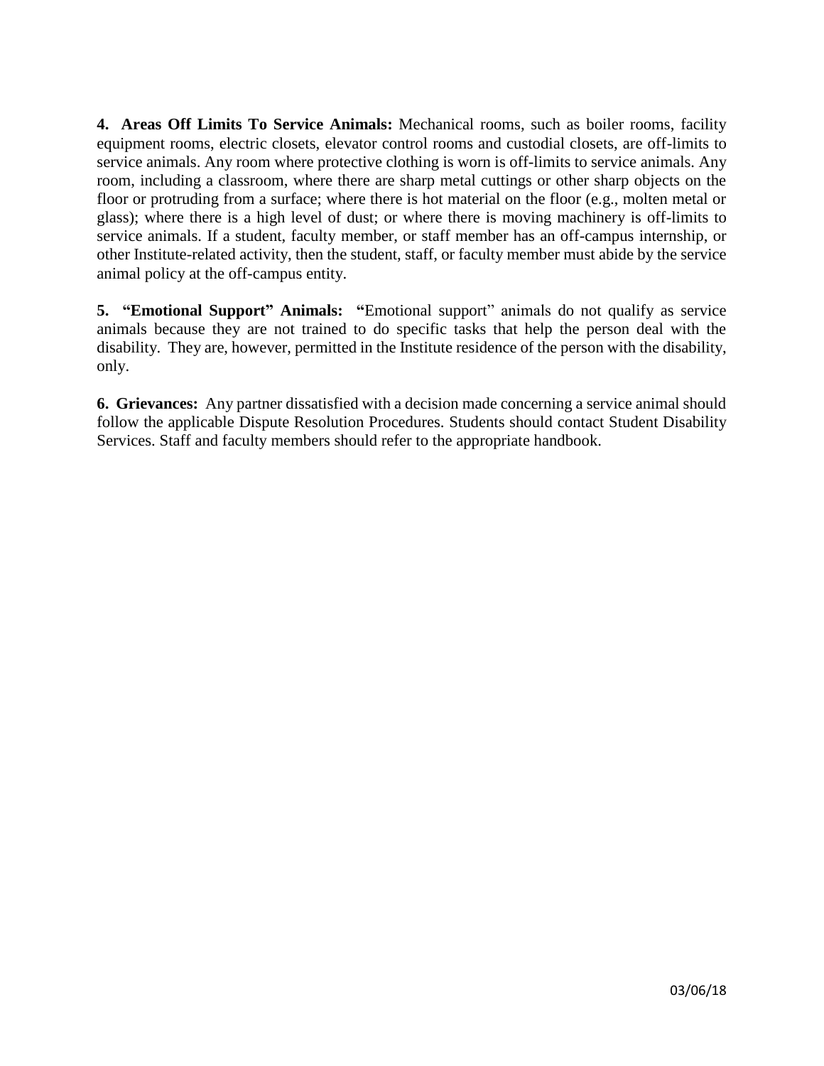**4. Areas Off Limits To Service Animals:** Mechanical rooms, such as boiler rooms, facility equipment rooms, electric closets, elevator control rooms and custodial closets, are off-limits to service animals. Any room where protective clothing is worn is off-limits to service animals. Any room, including a classroom, where there are sharp metal cuttings or other sharp objects on the floor or protruding from a surface; where there is hot material on the floor (e.g., molten metal or glass); where there is a high level of dust; or where there is moving machinery is off-limits to service animals. If a student, faculty member, or staff member has an off-campus internship, or other Institute-related activity, then the student, staff, or faculty member must abide by the service animal policy at the off-campus entity.

**5. "Emotional Support" Animals:** "Emotional support" animals do not qualify as service animals because they are not trained to do specific tasks that help the person deal with the disability. They are, however, permitted in the Institute residence of the person with the disability, only.

**6. Grievances:** Any partner dissatisfied with a decision made concerning a service animal should follow the applicable Dispute Resolution Procedures. Students should contact Student Disability Services. Staff and faculty members should refer to the appropriate handbook.

03/06/18